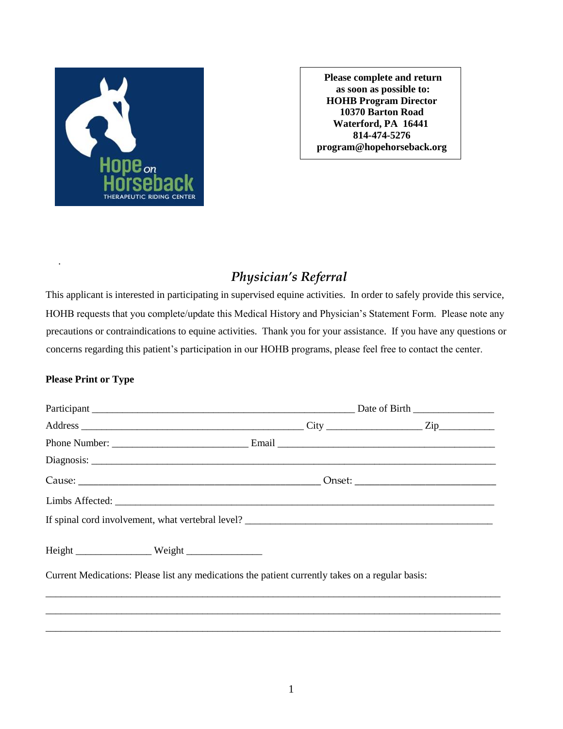Hope on Horseback
THERAPEUTIC RIDING CENTER

**Please complete and return as soon as possible to:**
**HOHB Program Director**
**10370 Barton Road**
**Waterford, PA 16441**
**814-474-5276**
**program@hopehorseback.org**

# *Physician's Referral*

This applicant is interested in participating in supervised equine activities. In order to safely provide this service, HOHB requests that you complete/update this Medical History and Physician's Statement Form. Please note any precautions or contraindications to equine activities. Thank you for your assistance. If you have any questions or concerns regarding this patient's participation in our HOHB programs, please feel free to contact the center.

**Please Print or Type**

Participant ______________________________________________ Date of Birth ______________

Address ________________________________________ City _________________ Zip__________

Phone Number: _______________________ Email _______________________________________

Diagnosis: _________________________________________________________________________

Cause: ___________________________________________ Onset: _______________________

Limbs Affected: ____________________________________________________________________

If spinal cord involvement, what vertebral level? _____________________________________________

Height _____________ Weight _____________

Current Medications: Please list any medications the patient currently takes on a regular basis:

_____________________________________________________________________________________

_____________________________________________________________________________________

_____________________________________________________________________________________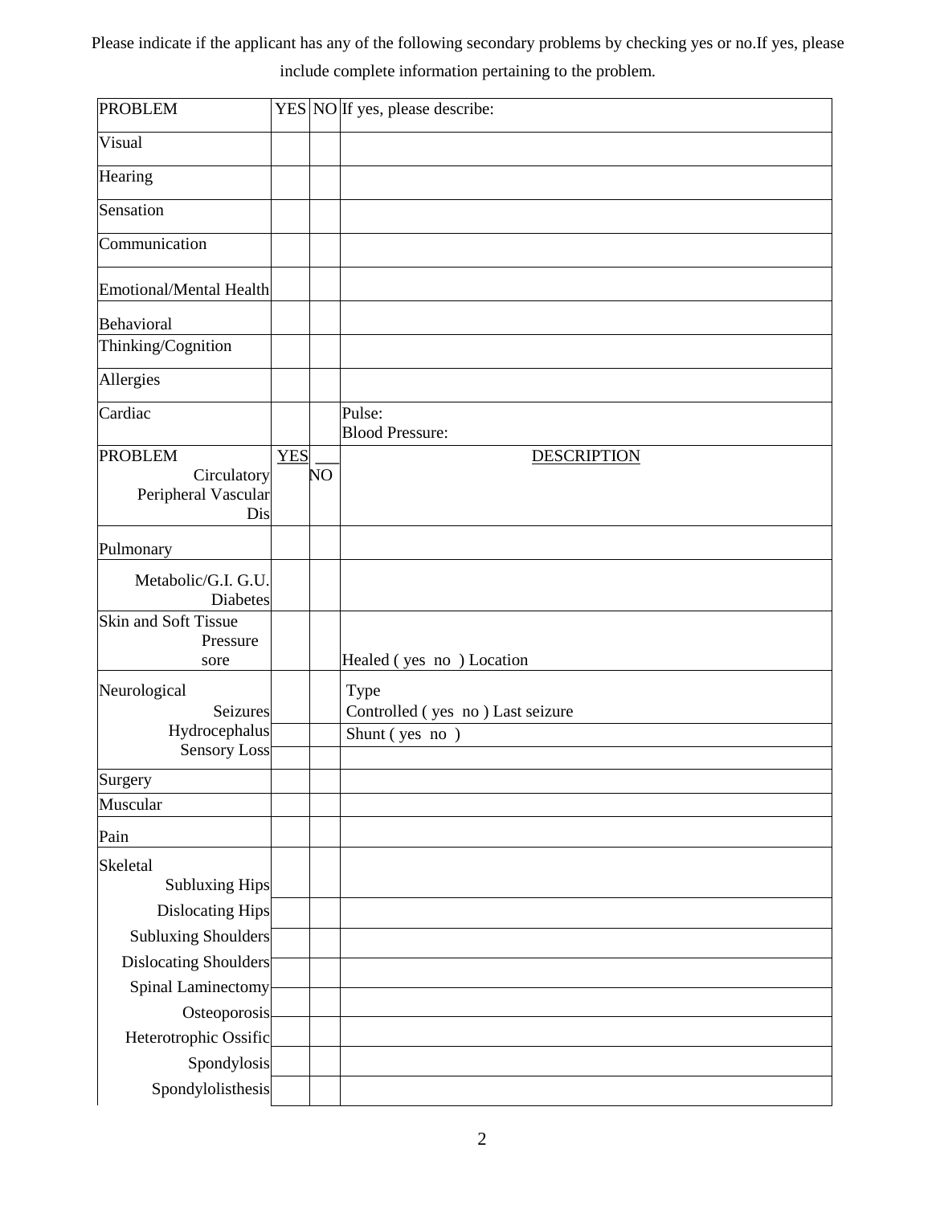Please indicate if the applicant has any of the following secondary problems by checking yes or no.If yes, please include complete information pertaining to the problem.

| PROBLEM | YES | NO | If yes, please describe: |
|---|---|---|---|
| Visual | | | |
| Hearing | | | |
| Sensation | | | |
| Communication | | | |
| Emotional/Mental Health | | | |
| Behavioral | | | |
| Thinking/Cognition | | | |
| Allergies | | | |
| Cardiac | | | Pulse:<br>Blood Pressure: |
| PROBLEM | YES | NO | DESCRIPTION |
| Circulatory Peripheral Vascular Dis | | | |
| Pulmonary | | | |
| Metabolic/G.I. G.U. Diabetes | | | |
| Skin and Soft Tissue Pressure sore | | | Healed ( yes no ) Location |
| Neurological Seizures | | | Type<br>Controlled ( yes no ) Last seizure |
| Hydrocephalus | | | Shunt ( yes no ) |
| Sensory Loss | | | |
| Surgery | | | |
| Muscular | | | |
| Pain | | | |
| Skeletal Subluxing Hips | | | |
| Dislocating Hips | | | |
| Subluxing Shoulders | | | |
| Dislocating Shoulders | | | |
| Spinal Laminectomy | | | |
| Osteoporosis | | | |
| Heterotrophic Ossific | | | |
| Spondylosis | | | |
| Spondylolisthesis | | | |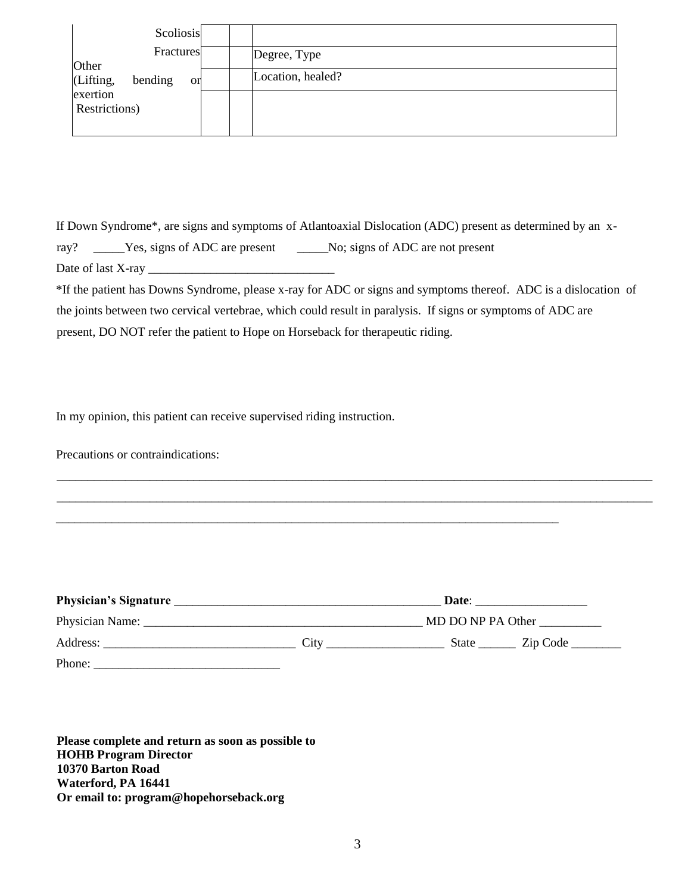| | | | |
|---|---|---|---|
| Scoliosis | | | |
| Fractures | | | Degree, Type |
| Other (Lifting, bending or exertion Restrictions) | | | Location, healed? |
| | | | |

If Down Syndrome*, are signs and symptoms of Atlantoaxial Dislocation (ADC) present as determined by an x-ray? _____Yes, signs of ADC are present _____No; signs of ADC are not present

Date of last X-ray ______________________________

*If the patient has Downs Syndrome, please x-ray for ADC or signs and symptoms thereof. ADC is a dislocation of the joints between two cervical vertebrae, which could result in paralysis. If signs or symptoms of ADC are present, DO NOT refer the patient to Hope on Horseback for therapeutic riding.

In my opinion, this patient can receive supervised riding instruction.

Precautions or contraindications:

_____________________________________________________________________________________________

_____________________________________________________________________________________________

_________________________________________________________________________________

**Physician's Signature** ___________________________________________ **Date**: _________________

Physician Name: _____________________________________________ MD DO NP PA Other __________

Address: ______________________________ City __________________ State ______ Zip Code ________

Phone: _____________________________

**Please complete and return as soon as possible to**
**HOHB Program Director**
**10370 Barton Road**
**Waterford, PA 16441**
**Or email to: program@hopehorseback.org**